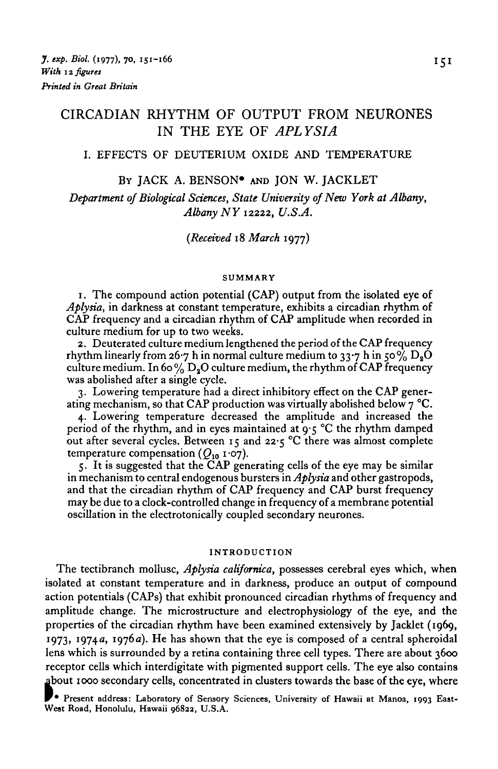# CIRCADIAN RHYTHM OF OUTPUT FROM NEURONES IN THE EYE OF *APLYSIA*

## I. EFFECTS OF DEUTERIUM OXIDE AND TEMPERATURE

BY JACK A. BENSON* AND JON W. JACKLET

*Department of Biological Sciences, State University of New York at Albany, Albany NY 12222, U.S.A.*

(*Received* 18 *March* 1977)

### SUMMARY

1. The compound action potential (CAP) output from the isolated eye of *Aplysia*, in darkness at constant temperature, exhibits a circadian rhythm of CAP frequency and a circadian rhythm of CAP amplitude when recorded in culture medium for up to two weeks.

2. Deuterated culture medium lengthened the period of the CAP frequency rhythm linearly from 26·7 h in normal culture medium to 33·7 h in 50% $D_2O$ culture medium. In 60% $D_2O$ culture medium, the rhythm of CAP frequency was abolished after a single cycle.

3. Lowering temperature had a direct inhibitory effect on the CAP generating mechanism, so that CAP production was virtually abolished below 7 °C.

4. Lowering temperature decreased the amplitude and increased the period of the rhythm, and in eyes maintained at 9·5 °C the rhythm damped out after several cycles. Between 15 and 22·5 °C there was almost complete temperature compensation ($Q_{10}$ 1·07).

5. It is suggested that the CAP generating cells of the eye may be similar in mechanism to central endogenous bursters in *Aplysia* and other gastropods, and that the circadian rhythm of CAP frequency and CAP burst frequency may be due to a clock-controlled change in frequency of a membrane potential oscillation in the electrotonically coupled secondary neurones.

### INTRODUCTION

The tectibranch mollusc, *Aplysia californica*, possesses cerebral eyes which, when isolated at constant temperature and in darkness, produce an output of compound action potentials (CAPs) that exhibit pronounced circadian rhythms of frequency and amplitude change. The microstructure and electrophysiology of the eye, and the properties of the circadian rhythm have been examined extensively by Jacklet (1969, 1973, 1974*a*, 1976*a*). He has shown that the eye is composed of a central spheroidal lens which is surrounded by a retina containing three cell types. There are about 3600 receptor cells which interdigitate with pigmented support cells. The eye also contains about 1000 secondary cells, concentrated in clusters towards the base of the eye, where

* Present address: Laboratory of Sensory Sciences, University of Hawaii at Manoa, 1993 East-West Road, Honolulu, Hawaii 96822, U.S.A.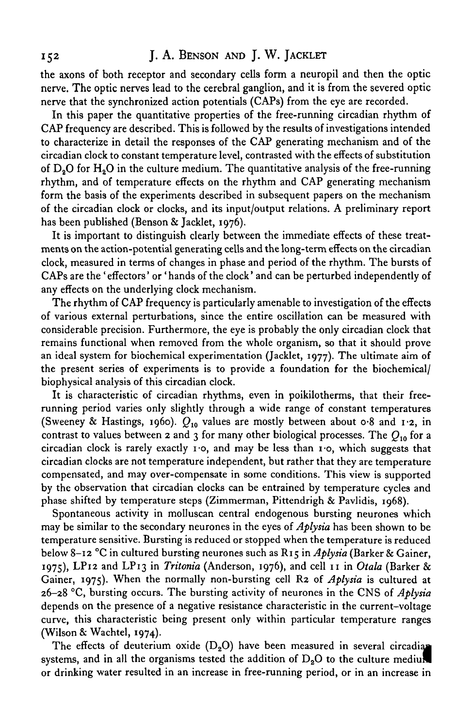the axons of both receptor and secondary cells form a neuropil and then the optic nerve. The optic nerves lead to the cerebral ganglion, and it is from the severed optic nerve that the synchronized action potentials (CAPs) from the eye are recorded.

In this paper the quantitative properties of the free-running circadian rhythm of CAP frequency are described. This is followed by the results of investigations intended to characterize in detail the responses of the CAP generating mechanism and of the circadian clock to constant temperature level, contrasted with the effects of substitution of $D_2O$ for $H_2O$ in the culture medium. The quantitative analysis of the free-running rhythm, and of temperature effects on the rhythm and CAP generating mechanism form the basis of the experiments described in subsequent papers on the mechanism of the circadian clock or clocks, and its input/output relations. A preliminary report has been published (Benson & Jacklet, 1976).

It is important to distinguish clearly between the immediate effects of these treatments on the action-potential generating cells and the long-term effects on the circadian clock, measured in terms of changes in phase and period of the rhythm. The bursts of CAPs are the 'effectors' or 'hands of the clock' and can be perturbed independently of any effects on the underlying clock mechanism.

The rhythm of CAP frequency is particularly amenable to investigation of the effects of various external perturbations, since the entire oscillation can be measured with considerable precision. Furthermore, the eye is probably the only circadian clock that remains functional when removed from the whole organism, so that it should prove an ideal system for biochemical experimentation (Jacklet, 1977). The ultimate aim of the present series of experiments is to provide a foundation for the biochemical/biophysical analysis of this circadian clock.

It is characteristic of circadian rhythms, even in poikilotherms, that their free-running period varies only slightly through a wide range of constant temperatures (Sweeney & Hastings, 1960). $Q_{10}$ values are mostly between about 0·8 and 1·2, in contrast to values between 2 and 3 for many other biological processes. The $Q_{10}$ for a circadian clock is rarely exactly 1·0, and may be less than 1·0, which suggests that circadian clocks are not temperature independent, but rather that they are temperature compensated, and may over-compensate in some conditions. This view is supported by the observation that circadian clocks can be entrained by temperature cycles and phase shifted by temperature steps (Zimmerman, Pittendrigh & Pavlidis, 1968).

Spontaneous activity in molluscan central endogenous bursting neurones which may be similar to the secondary neurones in the eyes of *Aplysia* has been shown to be temperature sensitive. Bursting is reduced or stopped when the temperature is reduced below 8–12 °C in cultured bursting neurones such as R15 in *Aplysia* (Barker & Gainer, 1975), LP12 and LP13 in *Tritonia* (Anderson, 1976), and cell 11 in *Otala* (Barker & Gainer, 1975). When the normally non-bursting cell R2 of *Aplysia* is cultured at 26–28 °C, bursting occurs. The bursting activity of neurones in the CNS of *Aplysia* depends on the presence of a negative resistance characteristic in the current–voltage curve, this characteristic being present only within particular temperature ranges (Wilson & Wachtel, 1974).

The effects of deuterium oxide ($D_2O$) have been measured in several circadian systems, and in all the organisms tested the addition of $D_2O$ to the culture medium or drinking water resulted in an increase in free-running period, or in an increase in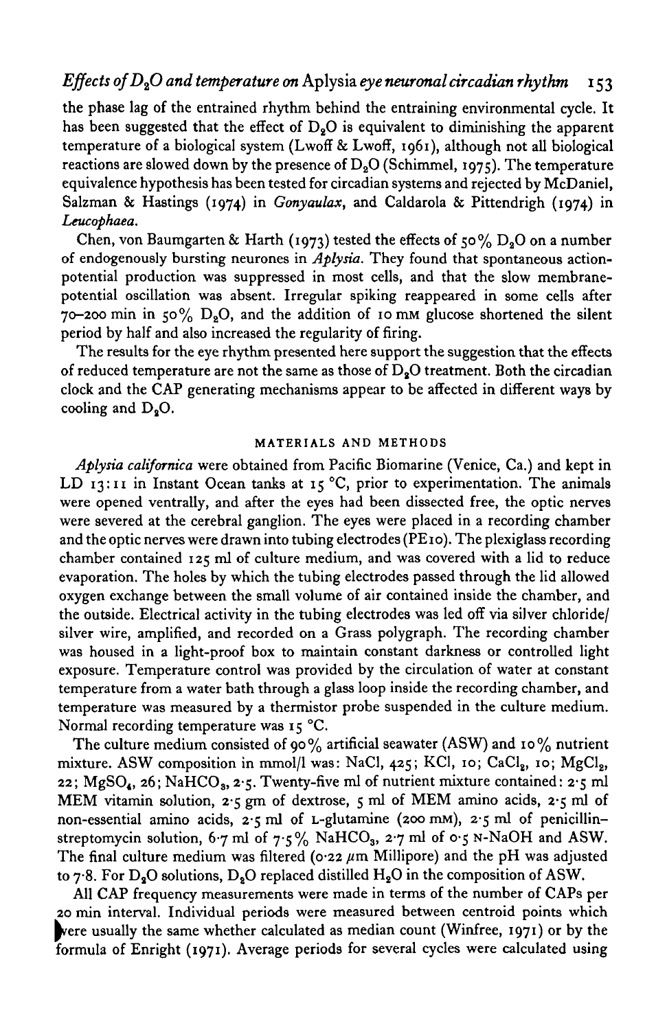the phase lag of the entrained rhythm behind the entraining environmental cycle. It has been suggested that the effect of $D_2O$ is equivalent to diminishing the apparent temperature of a biological system (Lwoff & Lwoff, 1961), although not all biological reactions are slowed down by the presence of $D_2O$ (Schimmel, 1975). The temperature equivalence hypothesis has been tested for circadian systems and rejected by McDaniel, Salzman & Hastings (1974) in *Gonyaulax*, and Caldarola & Pittendrigh (1974) in *Leucophaea*.

Chen, von Baumgarten & Harth (1973) tested the effects of 50% $D_2O$ on a number of endogenously bursting neurones in *Aplysia*. They found that spontaneous action-potential production was suppressed in most cells, and that the slow membrane-potential oscillation was absent. Irregular spiking reappeared in some cells after 70–200 min in 50% $D_2O$, and the addition of 10 mM glucose shortened the silent period by half and also increased the regularity of firing.

The results for the eye rhythm presented here support the suggestion that the effects of reduced temperature are not the same as those of $D_2O$ treatment. Both the circadian clock and the CAP generating mechanisms appear to be affected in different ways by cooling and $D_2O$.

## MATERIALS AND METHODS

*Aplysia californica* were obtained from Pacific Biomarine (Venice, Ca.) and kept in LD 13:11 in Instant Ocean tanks at 15 °C, prior to experimentation. The animals were opened ventrally, and after the eyes had been dissected free, the optic nerves were severed at the cerebral ganglion. The eyes were placed in a recording chamber and the optic nerves were drawn into tubing electrodes (PE10). The plexiglass recording chamber contained 125 ml of culture medium, and was covered with a lid to reduce evaporation. The holes by which the tubing electrodes passed through the lid allowed oxygen exchange between the small volume of air contained inside the chamber, and the outside. Electrical activity in the tubing electrodes was led off via silver chloride/silver wire, amplified, and recorded on a Grass polygraph. The recording chamber was housed in a light-proof box to maintain constant darkness or controlled light exposure. Temperature control was provided by the circulation of water at constant temperature from a water bath through a glass loop inside the recording chamber, and temperature was measured by a thermistor probe suspended in the culture medium. Normal recording temperature was 15 °C.

The culture medium consisted of 90% artificial seawater (ASW) and 10% nutrient mixture. ASW composition in mmol/l was: NaCl, 425; KCl, 10; $CaCl_2$, 10; $MgCl_2$, 22; $MgSO_4$, 26; $NaHCO_3$, 2·5. Twenty-five ml of nutrient mixture contained: 2·5 ml MEM vitamin solution, 2·5 gm of dextrose, 5 ml of MEM amino acids, 2·5 ml of non-essential amino acids, 2·5 ml of L-glutamine (200 mM), 2·5 ml of penicillin–streptomycin solution, 6·7 ml of 7·5% $NaHCO_3$, 2·7 ml of 0·5 N-NaOH and ASW. The final culture medium was filtered (0·22 μm Millipore) and the pH was adjusted to 7·8. For $D_2O$ solutions, $D_2O$ replaced distilled $H_2O$ in the composition of ASW.

All CAP frequency measurements were made in terms of the number of CAPs per 20 min interval. Individual periods were measured between centroid points which were usually the same whether calculated as median count (Winfree, 1971) or by the formula of Enright (1971). Average periods for several cycles were calculated using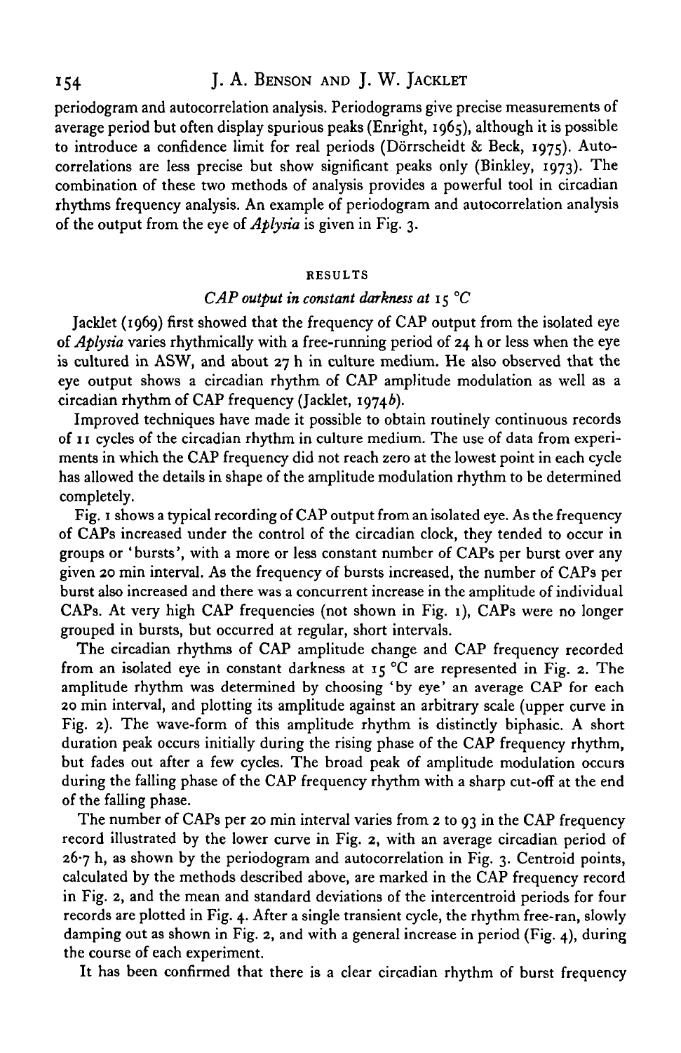periodogram and autocorrelation analysis. Periodograms give precise measurements of average period but often display spurious peaks (Enright, 1965), although it is possible to introduce a confidence limit for real periods (Dörrscheidt & Beck, 1975). Autocorrelations are less precise but show significant peaks only (Binkley, 1973). The combination of these two methods of analysis provides a powerful tool in circadian rhythms frequency analysis. An example of periodogram and autocorrelation analysis of the output from the eye of *Aplysia* is given in Fig. 3.

## RESULTS

### *CAP output in constant darkness at 15 °C*

Jacklet (1969) first showed that the frequency of CAP output from the isolated eye of *Aplysia* varies rhythmically with a free-running period of 24 h or less when the eye is cultured in ASW, and about 27 h in culture medium. He also observed that the eye output shows a circadian rhythm of CAP amplitude modulation as well as a circadian rhythm of CAP frequency (Jacklet, 1974*b*).

Improved techniques have made it possible to obtain routinely continuous records of 11 cycles of the circadian rhythm in culture medium. The use of data from experiments in which the CAP frequency did not reach zero at the lowest point in each cycle has allowed the details in shape of the amplitude modulation rhythm to be determined completely.

Fig. 1 shows a typical recording of CAP output from an isolated eye. As the frequency of CAPs increased under the control of the circadian clock, they tended to occur in groups or 'bursts', with a more or less constant number of CAPs per burst over any given 20 min interval. As the frequency of bursts increased, the number of CAPs per burst also increased and there was a concurrent increase in the amplitude of individual CAPs. At very high CAP frequencies (not shown in Fig. 1), CAPs were no longer grouped in bursts, but occurred at regular, short intervals.

The circadian rhythms of CAP amplitude change and CAP frequency recorded from an isolated eye in constant darkness at 15 °C are represented in Fig. 2. The amplitude rhythm was determined by choosing 'by eye' an average CAP for each 20 min interval, and plotting its amplitude against an arbitrary scale (upper curve in Fig. 2). The wave-form of this amplitude rhythm is distinctly biphasic. A short duration peak occurs initially during the rising phase of the CAP frequency rhythm, but fades out after a few cycles. The broad peak of amplitude modulation occurs during the falling phase of the CAP frequency rhythm with a sharp cut-off at the end of the falling phase.

The number of CAPs per 20 min interval varies from 2 to 93 in the CAP frequency record illustrated by the lower curve in Fig. 2, with an average circadian period of 26·7 h, as shown by the periodogram and autocorrelation in Fig. 3. Centroid points, calculated by the methods described above, are marked in the CAP frequency record in Fig. 2, and the mean and standard deviations of the intercentroid periods for four records are plotted in Fig. 4. After a single transient cycle, the rhythm free-ran, slowly damping out as shown in Fig. 2, and with a general increase in period (Fig. 4), during the course of each experiment.

It has been confirmed that there is a clear circadian rhythm of burst frequency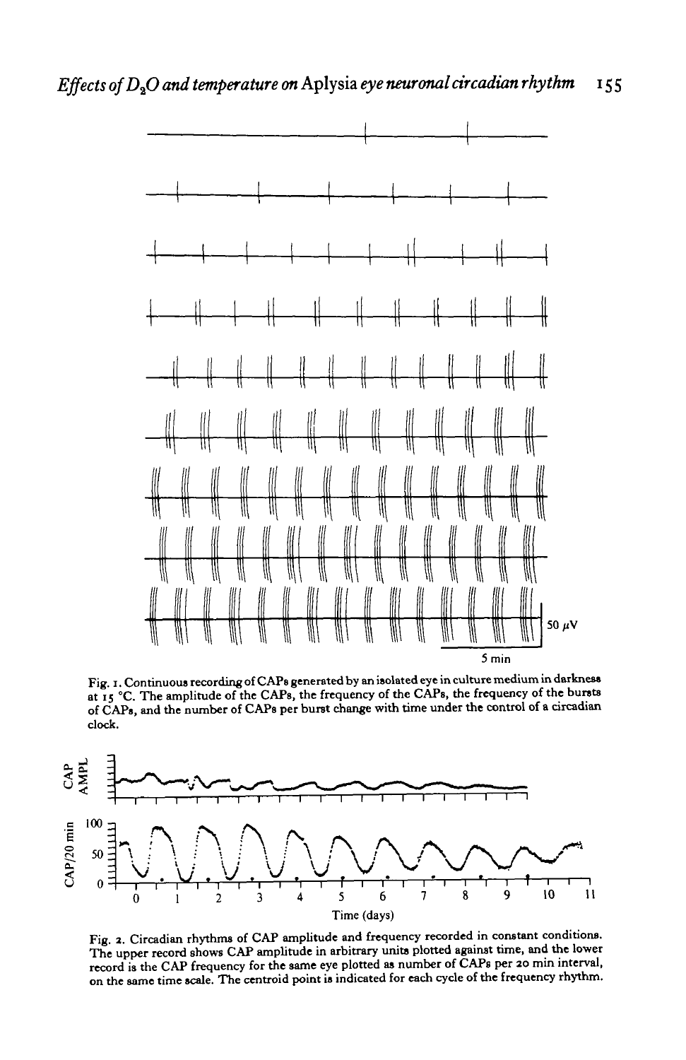Fig. 1. Continuous recording of CAPs generated by an isolated eye in culture medium in darkness at 15 °C. The amplitude of the CAPs, the frequency of the bursts of CAPs, and the number of CAPs per burst change with time under the control of a circadian clock.

Fig. 2. Circadian rhythms of CAP amplitude and frequency recorded in constant conditions. The upper record shows CAP amplitude in arbitrary units plotted against time, and the lower record is the CAP frequency for the same eye plotted as number of CAPs per 20 min interval, on the same time scale. The centroid point is indicated for each cycle of the frequency rhythm.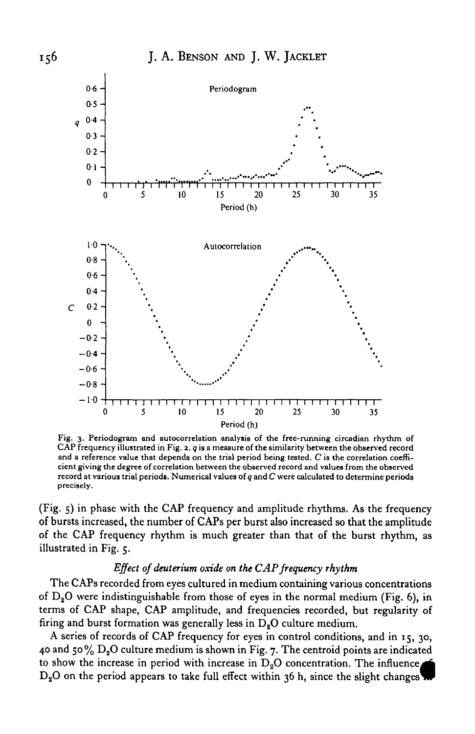Fig. 3. Periodogram and autocorrelation analysis of the free-running circadian rhythm of CAP frequency illustrated in Fig. 2. $q$ is a measure of the similarity between the observed record and a reference value that depends on the trial period being tested. $C$ is the correlation coefficient giving the degree of correlation between the observed record and values from the observed record at various trial periods. Numerical values of $q$ and $C$ were calculated to determine periods precisely.

(Fig. 5) in phase with the CAP frequency and amplitude rhythms. As the frequency of bursts increased, the number of CAPs per burst also increased so that the amplitude of the CAP frequency rhythm is much greater than that of the burst rhythm, as illustrated in Fig. 5.

### *Effect of deuterium oxide on the CAP frequency rhythm*

The CAPs recorded from eyes cultured in medium containing various concentrations of $D_2O$ were indistinguishable from those of eyes in the normal medium (Fig. 6), in terms of CAP shape, CAP amplitude, and frequencies recorded, but regularity of firing and burst formation was generally less in $D_2O$ culture medium.

A series of records of CAP frequency for eyes in control conditions, and in 15, 30, 40 and 50% $D_2O$ culture medium is shown in Fig. 7. The centroid points are indicated to show the increase in period with increase in $D_2O$ concentration. The influence of $D_2O$ on the period appears to take full effect within 36 h, since the slight changes in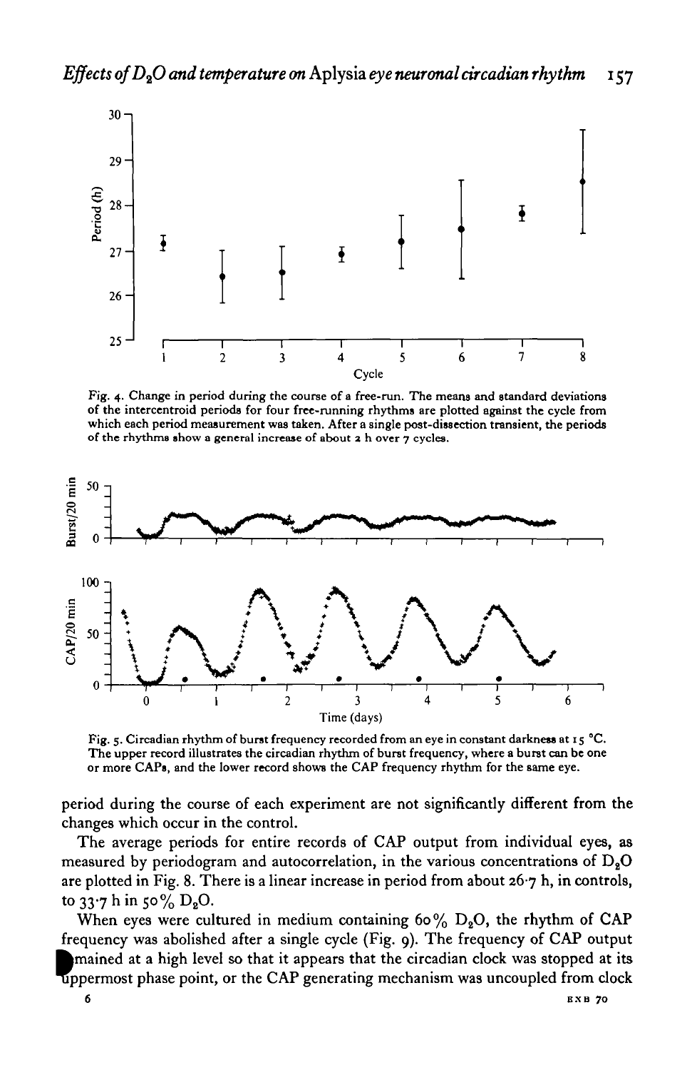Fig. 4. Change in period during the course of a free-run. The means and standard deviations of the intercentroid periods for four free-running rhythms are plotted against the cycle from which each period measurement was taken. After a single post-dissection transient, the periods of the rhythms show a general increase of about 2 h over 7 cycles.

Fig. 5. Circadian rhythm of burst frequency recorded from an eye in constant darkness at 15 °C. The upper record illustrates the circadian rhythm of burst frequency, where a burst can be one or more CAPs, and the lower record shows the CAP frequency rhythm for the same eye.

period during the course of each experiment are not significantly different from the changes which occur in the control.

The average periods for entire records of CAP output from individual eyes, as measured by periodogram and autocorrelation, in the various concentrations of $D_2O$ are plotted in Fig. 8. There is a linear increase in period from about 26·7 h, in controls, to 33·7 h in 50% $D_2O$.

When eyes were cultured in medium containing 60% $D_2O$, the rhythm of CAP frequency was abolished after a single cycle (Fig. 9). The frequency of CAP output remained at a high level so that it appears that the circadian clock was stopped at its uppermost phase point, or the CAP generating mechanism was uncoupled from clock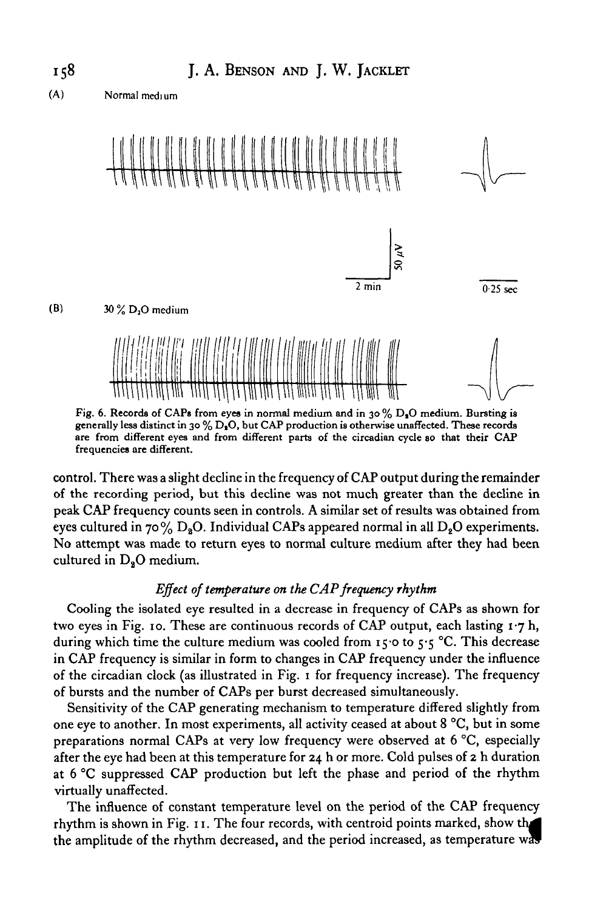(A) Normal medium

(B) 30 % $D_2O$ medium

Fig. 6. Records of CAPs from eyes in normal medium and in 30 % $D_2O$ medium. Bursting is generally less distinct in 30 % $D_2O$, but CAP production is otherwise unaffected. These records are from different eyes and from different parts of the circadian cycle so that their CAP frequencies are different.

control. There was a slight decline in the frequency of CAP output during the remainder of the recording period, but this decline was not much greater than the decline in peak CAP frequency counts seen in controls. A similar set of results was obtained from eyes cultured in 70 % $D_2O$. Individual CAPs appeared normal in all $D_2O$ experiments. No attempt was made to return eyes to normal culture medium after they had been cultured in $D_2O$ medium.

### *Effect of temperature on the CAP frequency rhythm*

Cooling the isolated eye resulted in a decrease in frequency of CAPs as shown for two eyes in Fig. 10. These are continuous records of CAP output, each lasting 1·7 h, during which time the culture medium was cooled from 15·0 to 5·5 °C. This decrease in CAP frequency is similar in form to changes in CAP frequency under the influence of the circadian clock (as illustrated in Fig. 1 for frequency increase). The frequency of bursts and the number of CAPs per burst decreased simultaneously.

Sensitivity of the CAP generating mechanism to temperature differed slightly from one eye to another. In most experiments, all activity ceased at about 8 °C, but in some preparations normal CAPs at very low frequency were observed at 6 °C, especially after the eye had been at this temperature for 24 h or more. Cold pulses of 2 h duration at 6 °C suppressed CAP production but left the phase and period of the rhythm virtually unaffected.

The influence of constant temperature level on the period of the CAP frequency rhythm is shown in Fig. 11. The four records, with centroid points marked, show that the amplitude of the rhythm decreased, and the period increased, as temperature was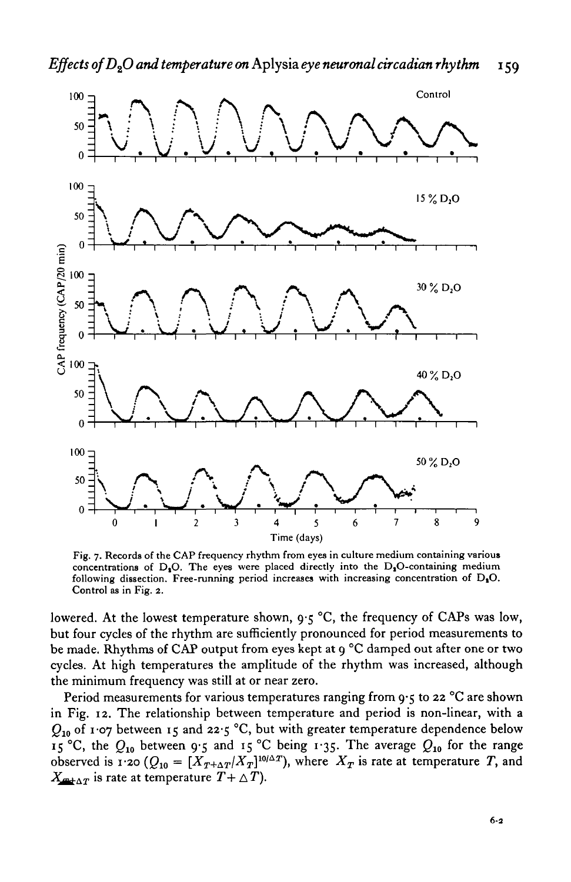Fig. 7. Records of the CAP frequency rhythm from eyes in culture medium containing various concentrations of $D_2O$. The eyes were placed directly into the $D_2O$-containing medium following dissection. Free-running period increases with increasing concentration of $D_2O$. Control as in Fig. 2.

lowered. At the lowest temperature shown, 9·5 °C, the frequency of CAPs was low, but four cycles of the rhythm are sufficiently pronounced for period measurements to be made. Rhythms of CAP output from eyes kept at 9 °C damped out after one or two cycles. At high temperatures the amplitude of the rhythm was increased, although the minimum frequency was still at or near zero.

Period measurements for various temperatures ranging from 9·5 to 22 °C are shown in Fig. 12. The relationship between temperature and period is non-linear, with a $Q_{10}$ of 1·07 between 15 and 22·5 °C, but with greater temperature dependence below 15 °C, the $Q_{10}$ between 9·5 and 15 °C being 1·35. The average $Q_{10}$ for the range observed is 1·20 ($Q_{10} = [X_{T+\Delta T}/X_T]^{10/\Delta T}$), where $X_T$ is rate at temperature $T$, and $X_{T+\Delta T}$ is rate at temperature $T + \Delta T$).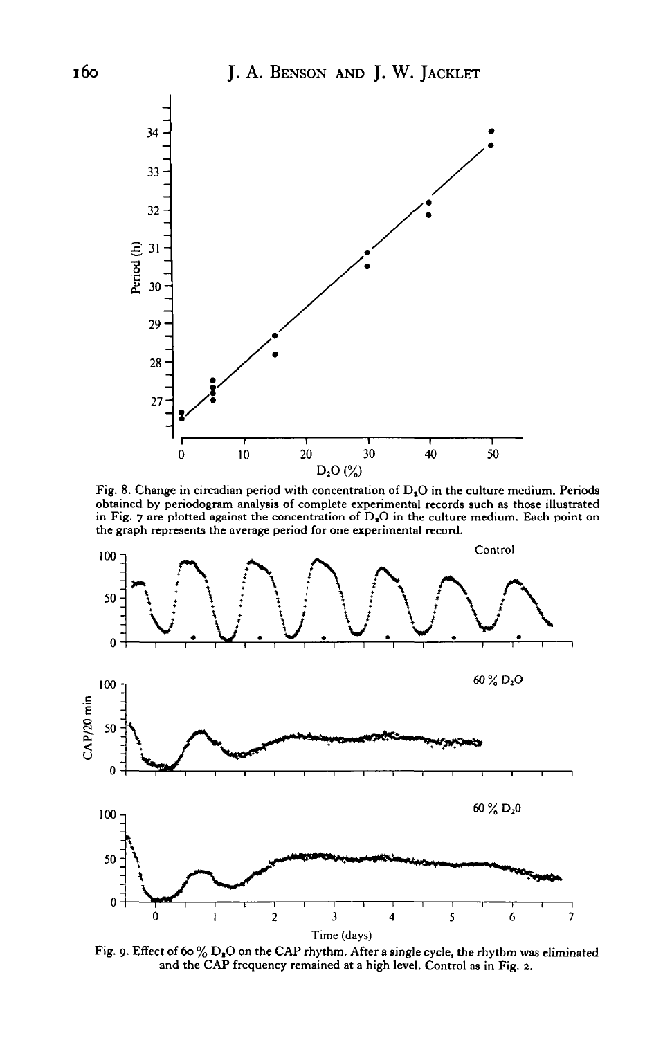Fig. 8. Change in circadian period with concentration of $D_2O$ in the culture medium. Periods obtained by periodogram analysis of complete experimental records such as those illustrated in Fig. 7 are plotted against the concentration of $D_2O$ in the culture medium. Each point on the graph represents the average period for one experimental record.

Fig. 9. Effect of 60 % $D_2O$ on the CAP rhythm. After a single cycle, the rhythm was eliminated and the CAP frequency remained at a high level. Control as in Fig. 2.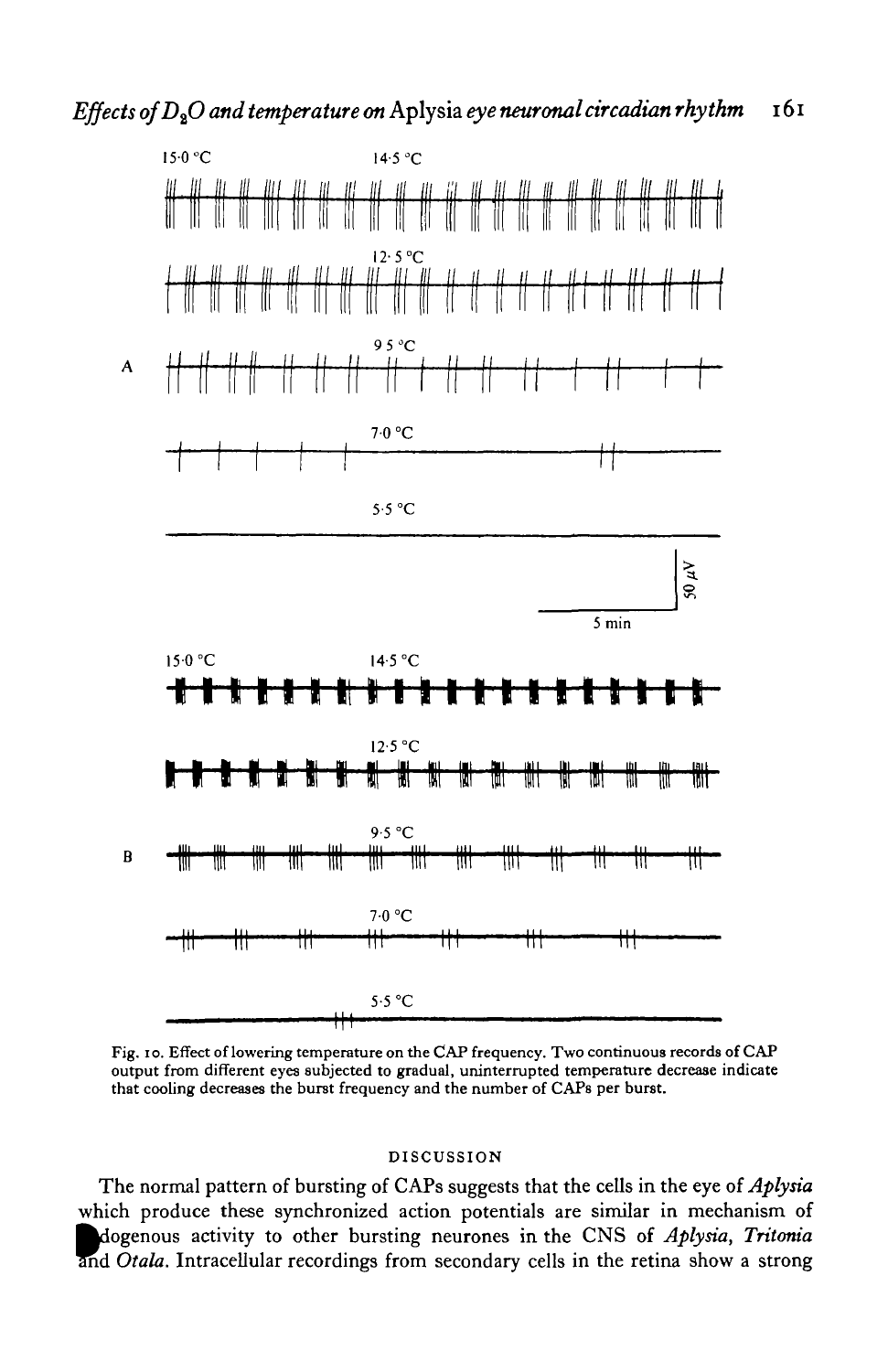Fig. 10. Effect of lowering temperature on the CAP frequency. Two continuous records of CAP output from different eyes subjected to gradual, uninterrupted temperature decrease indicate that cooling decreases the burst frequency and the number of CAPs per burst.

## DISCUSSION

The normal pattern of bursting of CAPs suggests that the cells in the eye of *Aplysia* which produce these synchronized action potentials are similar in mechanism of endogenous activity to other bursting neurones in the CNS of *Aplysia*, *Tritonia* and *Otala*. Intracellular recordings from secondary cells in the retina show a strong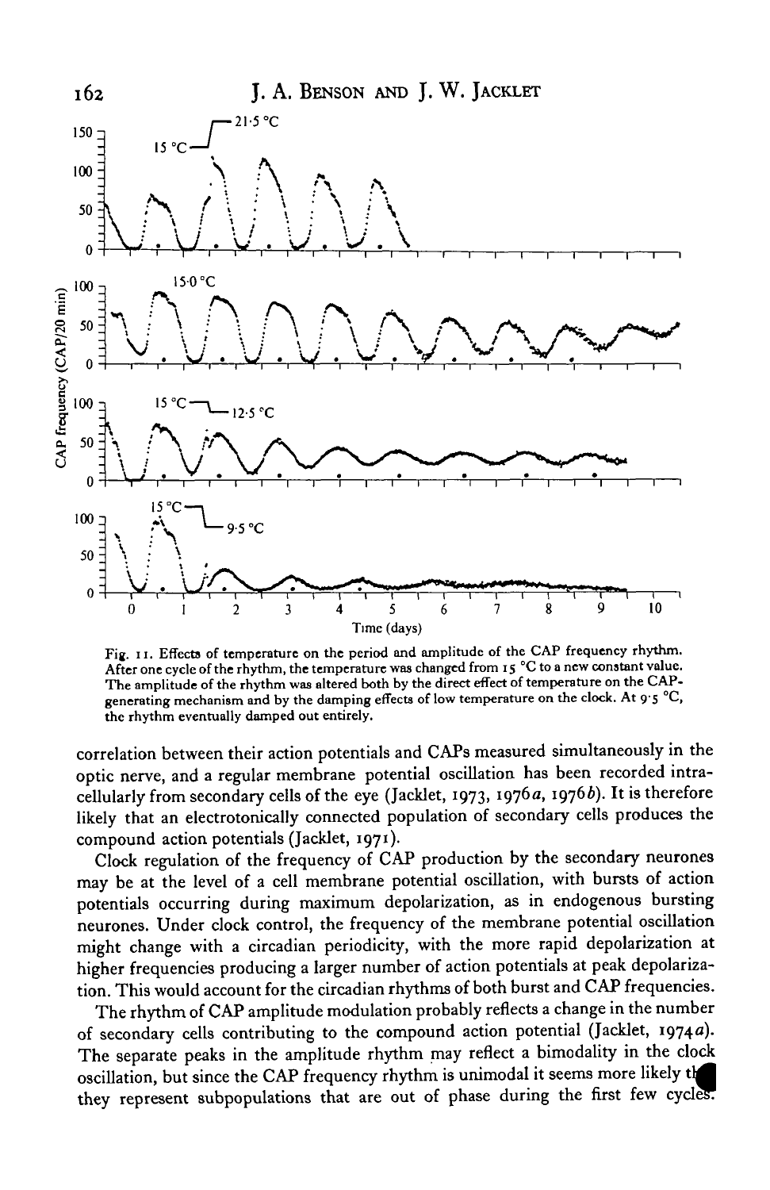Fig. 11. Effects of temperature on the period and amplitude of the CAP frequency rhythm. After one cycle of the rhythm, the temperature was changed from 15 °C to a new constant value. The amplitude of the rhythm was altered both by the direct effect of temperature on the CAP-generating mechanism and by the damping effects of low temperature on the clock. At 9·5 °C, the rhythm eventually damped out entirely.

correlation between their action potentials and CAPs measured simultaneously in the optic nerve, and a regular membrane potential oscillation has been recorded intracellularly from secondary cells of the eye (Jacklet, 1973, 1976*a*, 1976*b*). It is therefore likely that an electrotonically connected population of secondary cells produces the compound action potentials (Jacklet, 1971).

Clock regulation of the frequency of CAP production by the secondary neurones may be at the level of a cell membrane potential oscillation, with bursts of action potentials occurring during maximum depolarization, as in endogenous bursting neurones. Under clock control, the frequency of the membrane potential oscillation might change with a circadian periodicity, with the more rapid depolarization at higher frequencies producing a larger number of action potentials at peak depolarization. This would account for the circadian rhythms of both burst and CAP frequencies.

The rhythm of CAP amplitude modulation probably reflects a change in the number of secondary cells contributing to the compound action potential (Jacklet, 1974*a*). The separate peaks in the amplitude rhythm may reflect a bimodality in the clock oscillation, but since the CAP frequency rhythm is unimodal it seems more likely they represent subpopulations that are out of phase during the first few cycles.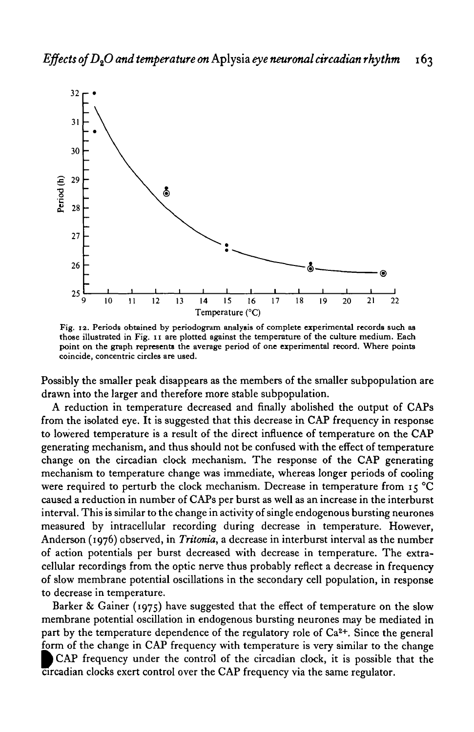Fig. 12. Periods obtained by periodogram analysis of complete experimental records such as those illustrated in Fig. 11 are plotted against the temperature of the culture medium. Each point on the graph represents the average period of one experimental record. Where points coincide, concentric circles are used.

Possibly the smaller peak disappears as the members of the smaller subpopulation are drawn into the larger and therefore more stable subpopulation.

A reduction in temperature decreased and finally abolished the output of CAPs from the isolated eye. It is suggested that this decrease in CAP frequency in response to lowered temperature is a result of the direct influence of temperature on the CAP generating mechanism, and thus should not be confused with the effect of temperature change on the circadian clock mechanism. The response of the CAP generating mechanism to temperature change was immediate, whereas longer periods of cooling were required to perturb the clock mechanism. Decrease in temperature from 15 °C caused a reduction in number of CAPs per burst as well as an increase in the interburst interval. This is similar to the change in activity of single endogenous bursting neurones measured by intracellular recording during decrease in temperature. However, Anderson (1976) observed, in *Tritonia*, a decrease in interburst interval as the number of action potentials per burst decreased with decrease in temperature. The extracellular recordings from the optic nerve thus probably reflect a decrease in frequency of slow membrane potential oscillations in the secondary cell population, in response to decrease in temperature.

Barker & Gainer (1975) have suggested that the effect of temperature on the slow membrane potential oscillation in endogenous bursting neurones may be mediated in part by the temperature dependence of the regulatory role of $Ca^{2+}$. Since the general form of the change in CAP frequency with temperature is very similar to the change CAP frequency under the control of the circadian clock, it is possible that the circadian clocks exert control over the CAP frequency via the same regulator.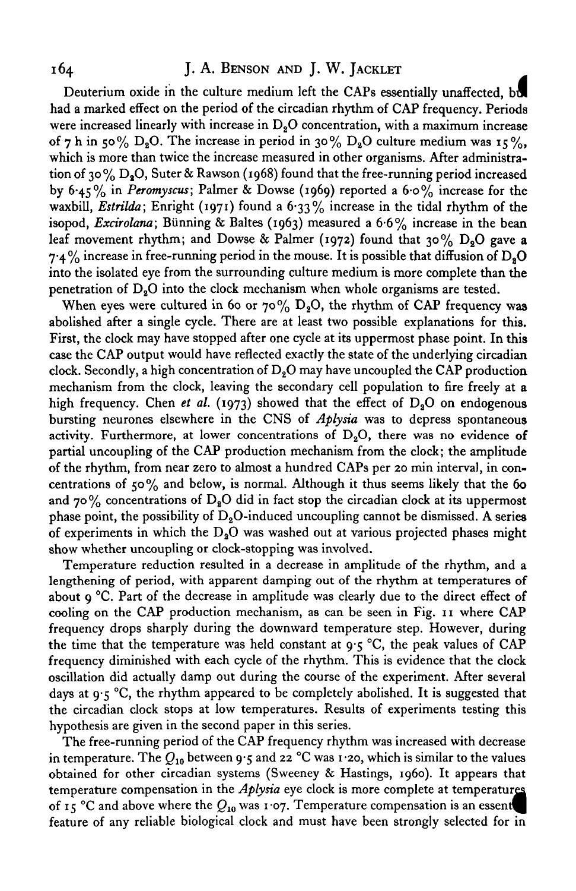Deuterium oxide in the culture medium left the CAPs essentially unaffected, but had a marked effect on the period of the circadian rhythm of CAP frequency. Periods were increased linearly with increase in $D_2O$ concentration, with a maximum increase of 7 h in 50% $D_2O$. The increase in period in 30% $D_2O$ culture medium was 15%, which is more than twice the increase measured in other organisms. After administration of 30% $D_2O$, Suter & Rawson (1968) found that the free-running period increased by 6·45% in *Peromyscus*; Palmer & Dowse (1969) reported a 6·0% increase for the waxbill, *Estrilda*; Enright (1971) found a 6·33% increase in the tidal rhythm of the isopod, *Excirolana*; Bünning & Baltes (1963) measured a 6·6% increase in the bean leaf movement rhythm; and Dowse & Palmer (1972) found that 30% $D_2O$ gave a 7·4% increase in free-running period in the mouse. It is possible that diffusion of $D_2O$ into the isolated eye from the surrounding culture medium is more complete than the penetration of $D_2O$ into the clock mechanism when whole organisms are tested.

When eyes were cultured in 60 or 70% $D_2O$, the rhythm of CAP frequency was abolished after a single cycle. There are at least two possible explanations for this. First, the clock may have stopped after one cycle at its uppermost phase point. In this case the CAP output would have reflected exactly the state of the underlying circadian clock. Secondly, a high concentration of $D_2O$ may have uncoupled the CAP production mechanism from the clock, leaving the secondary cell population to fire freely at a high frequency. Chen *et al.* (1973) showed that the effect of $D_2O$ on endogenous bursting neurones elsewhere in the CNS of *Aplysia* was to depress spontaneous activity. Furthermore, at lower concentrations of $D_2O$, there was no evidence of partial uncoupling of the CAP production mechanism from the clock; the amplitude of the rhythm, from near zero to almost a hundred CAPs per 20 min interval, in concentrations of 50% and below, is normal. Although it thus seems likely that the 60 and 70% concentrations of $D_2O$ did in fact stop the circadian clock at its uppermost phase point, the possibility of $D_2O$-induced uncoupling cannot be dismissed. A series of experiments in which the $D_2O$ was washed out at various projected phases might show whether uncoupling or clock-stopping was involved.

Temperature reduction resulted in a decrease in amplitude of the rhythm, and a lengthening of period, with apparent damping out of the rhythm at temperatures of about 9 °C. Part of the decrease in amplitude was clearly due to the direct effect of cooling on the CAP production mechanism, as can be seen in Fig. 11 where CAP frequency drops sharply during the downward temperature step. However, during the time that the temperature was held constant at 9·5 °C, the peak values of CAP frequency diminished with each cycle of the rhythm. This is evidence that the clock oscillation did actually damp out during the course of the experiment. After several days at 9·5 °C, the rhythm appeared to be completely abolished. It is suggested that the circadian clock stops at low temperatures. Results of experiments testing this hypothesis are given in the second paper in this series.

The free-running period of the CAP frequency rhythm was increased with decrease in temperature. The $Q_{10}$ between 9·5 and 22 °C was 1·20, which is similar to the values obtained for other circadian systems (Sweeney & Hastings, 1960). It appears that temperature compensation in the *Aplysia* eye clock is more complete at temperatures of 15 °C and above where the $Q_{10}$ was 1·07. Temperature compensation is an essential feature of any reliable biological clock and must have been strongly selected for in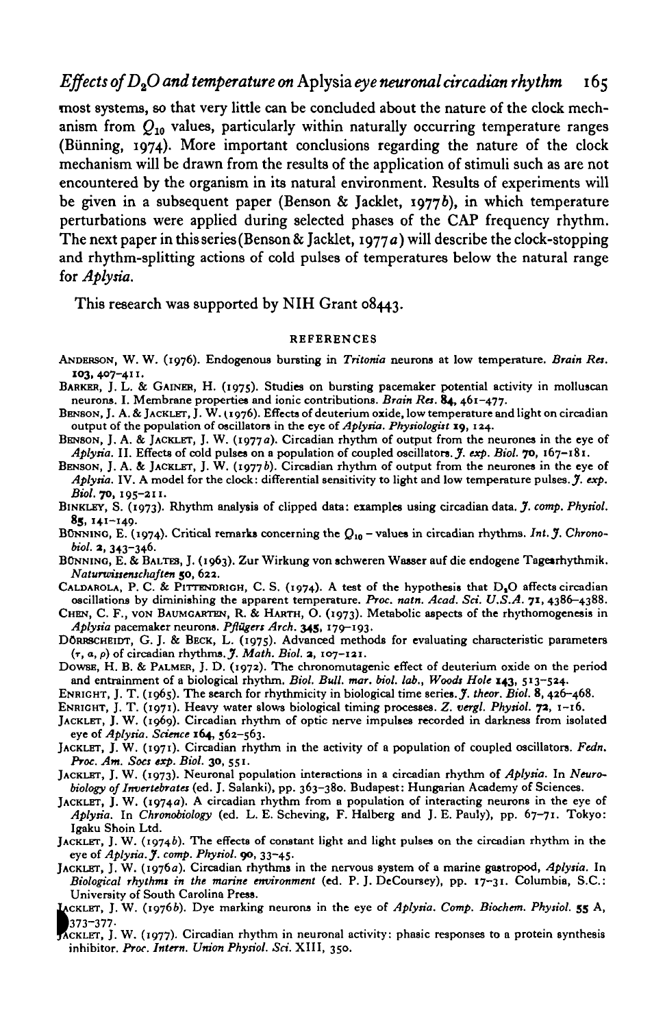most systems, so that very little can be concluded about the nature of the clock mechanism from $Q_{10}$ values, particularly within naturally occurring temperature ranges (Bünning, 1974). More important conclusions regarding the nature of the clock mechanism will be drawn from the results of the application of stimuli such as are not encountered by the organism in its natural environment. Results of experiments will be given in a subsequent paper (Benson & Jacklet, 1977*b*), in which temperature perturbations were applied during selected phases of the CAP frequency rhythm. The next paper in this series (Benson & Jacklet, 1977*a*) will describe the clock-stopping and rhythm-splitting actions of cold pulses of temperatures below the natural range for *Aplysia*.

This research was supported by NIH Grant 08443.

## REFERENCES

ANDERSON, W. W. (1976). Endogenous bursting in *Tritonia* neurons at low temperature. *Brain Res.* **103**, 407–411.

BARKER, J. L. & GAINER, H. (1975). Studies on bursting pacemaker potential activity in molluscan neurons. I. Membrane properties and ionic contributions. *Brain Res.* **84**, 461–477.

BENSON, J. A. & JACKLET, J. W. (1976). Effects of deuterium oxide, low temperature and light on circadian output of the population of oscillators in the eye of *Aplysia*. *Physiologist* **19**, 124.

BENSON, J. A. & JACKLET, J. W. (1977*a*). Circadian rhythm of output from the neurones in the eye of *Aplysia*. II. Effects of cold pulses on a population of coupled oscillators. *J. exp. Biol.* **70**, 167–181.

BENSON, J. A. & JACKLET, J. W. (1977*b*). Circadian rhythm of output from the neurones in the eye of *Aplysia*. IV. A model for the clock: differential sensitivity to light and low temperature pulses. *J. exp. Biol.* **70**, 195–211.

BINKLEY, S. (1973). Rhythm analysis of clipped data: examples using circadian data. *J. comp. Physiol.* **85**, 141–149.

BÜNNING, E. (1974). Critical remarks concerning the $Q_{10}$ – values in circadian rhythms. *Int. J. Chronobiol.* **2**, 343–346.

BÜNNING, E. & BALTES, J. (1963). Zur Wirkung von schweren Wasser auf die endogene Tagesrhythmik. *Naturwissenschaften* **50**, 622.

CALDAROLA, P. C. & PITTENDRIGH, C. S. (1974). A test of the hypothesis that $D_2O$ affects circadian oscillations by diminishing the apparent temperature. *Proc. natn. Acad. Sci. U.S.A.* **71**, 4386–4388.

CHEN, C. F., VON BAUMGARTEN, R. & HARTH, O. (1973). Metabolic aspects of the rhythmogenesis in *Aplysia* pacemaker neurons. *Pflügers Arch.* **345**, 179–193.

DÖRRSCHEIDT, G. J. & BECK, L. (1975). Advanced methods for evaluating characteristic parameters ($\tau$, $\alpha$, $\rho$) of circadian rhythms. *J. Math. Biol.* **2**, 107–121.

DOWSE, H. B. & PALMER, J. D. (1972). The chronomutagenic effect of deuterium oxide on the period and entrainment of a biological rhythm. *Biol. Bull. mar. biol. lab., Woods Hole* **143**, 513–524.

ENRIGHT, J. T. (1965). The search for rhythmicity in biological time series. *J. theor. Biol.* **8**, 426–468.

ENRIGHT, J. T. (1971). Heavy water slows biological timing processes. *Z. vergl. Physiol.* **72**, 1–16.

JACKLET, J. W. (1969). Circadian rhythm of optic nerve impulses recorded in darkness from isolated eye of *Aplysia*. *Science* **164**, 562–563.

JACKLET, J. W. (1971). Circadian rhythm in the activity of a population of coupled oscillators. *Fedn. Proc. Am. Socs exp. Biol.* **30**, 551.

JACKLET, J. W. (1973). Neuronal population interactions in a circadian rhythm of *Aplysia*. In *Neurobiology of Invertebrates* (ed. J. Salanki), pp. 363–380. Budapest: Hungarian Academy of Sciences.

JACKLET, J. W. (1974*a*). A circadian rhythm from a population of interacting neurons in the eye of *Aplysia*. In *Chronobiology* (ed. L. E. Scheving, F. Halberg and J. E. Pauly), pp. 67–71. Tokyo: Igaku Shoin Ltd.

JACKLET, J. W. (1974*b*). The effects of constant light and light pulses on the circadian rhythm in the eye of *Aplysia*. *J. comp. Physiol.* **90**, 33–45.

JACKLET, J. W. (1976*a*). Circadian rhythms in the nervous system of a marine gastropod, *Aplysia*. In *Biological rhythms in the marine environment* (ed. P. J. DeCoursey), pp. 17–31. Columbia, S.C.: University of South Carolina Press.

JACKLET, J. W. (1976*b*). Dye marking neurons in the eye of *Aplysia*. *Comp. Biochem. Physiol.* **55** A, 373–377.

JACKLET, J. W. (1977). Circadian rhythm in neuronal activity: phasic responses to a protein synthesis inhibitor. *Proc. Intern. Union Physiol. Sci.* XIII, 350.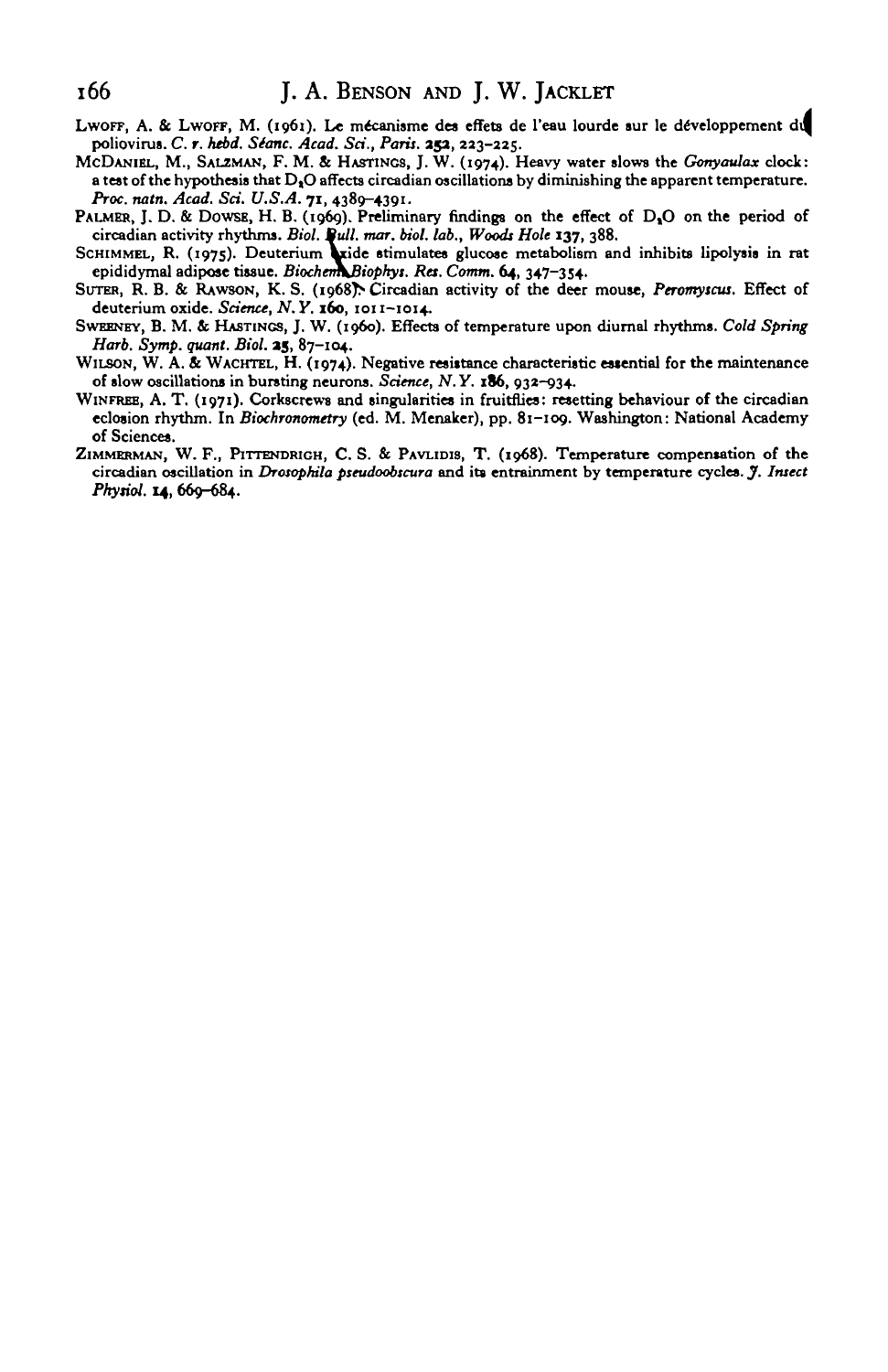Lwoff, A. & Lwoff, M. (1961). Le mécanisme des effets de l'eau lourde sur le développement du poliovirus. *C. r. hebd. Séanc. Acad. Sci., Paris.* **252**, 223–225.

McDaniel, M., Salzman, F. M. & Hastings, J. W. (1974). Heavy water slows the *Gonyaulax* clock: a test of the hypothesis that $D_2O$ affects circadian oscillations by diminishing the apparent temperature. *Proc. natn. Acad. Sci. U.S.A.* **71**, 4389–4391.

Palmer, J. D. & Dowse, H. B. (1969). Preliminary findings on the effect of $D_2O$ on the period of circadian activity rhythms. *Biol. Bull. mar. biol. lab., Woods Hole* **137**, 388.

Schimmel, R. (1975). Deuterium oxide stimulates glucose metabolism and inhibits lipolysis in rat epididymal adipose tissue. *Biochem. Biophys. Res. Comm.* **64**, 347–354.

Suter, R. B. & Rawson, K. S. (1968). Circadian activity of the deer mouse, *Peromyscus*. Effect of deuterium oxide. *Science, N.Y.* **160**, 1011–1014.

Sweeney, B. M. & Hastings, J. W. (1960). Effects of temperature upon diurnal rhythms. *Cold Spring Harb. Symp. quant. Biol.* **25**, 87–104.

Wilson, W. A. & Wachtel, H. (1974). Negative resistance characteristic essential for the maintenance of slow oscillations in bursting neurons. *Science, N.Y.* **186**, 932–934.

Winfree, A. T. (1971). Corkscrews and singularities in fruitflies: resetting behaviour of the circadian eclosion rhythm. In *Biochronometry* (ed. M. Menaker), pp. 81–109. Washington: National Academy of Sciences.

Zimmerman, W. F., Pittendrigh, C. S. & Pavlidis, T. (1968). Temperature compensation of the circadian oscillation in *Drosophila pseudoobscura* and its entrainment by temperature cycles. *J. Insect Physiol.* **14**, 669–684.